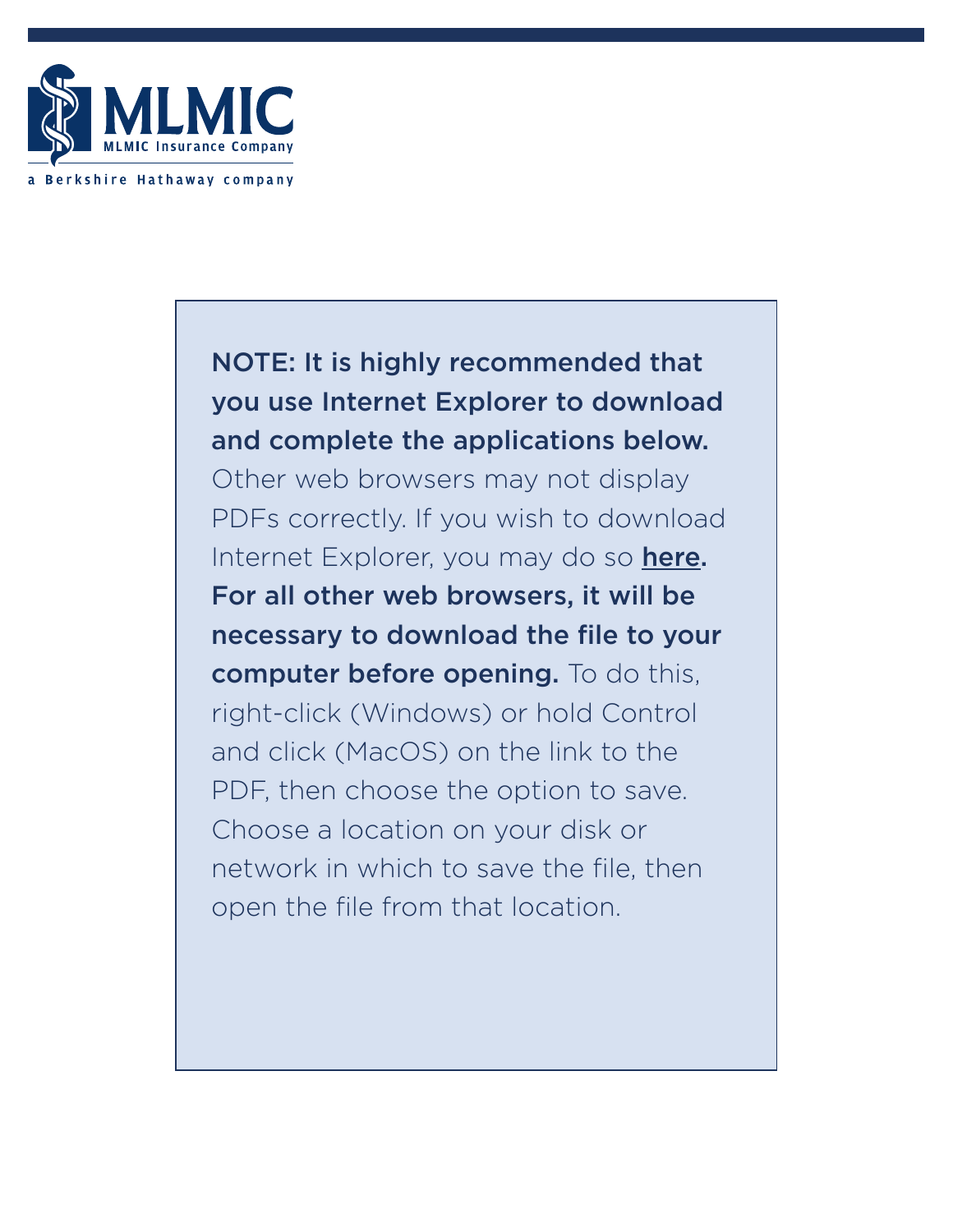MLMIC

MLMIC Insurance Company

a Berkshire Hathaway company

**NOTE: It is highly recommended that you use Internet Explorer to download and complete the applications below.** Other web browsers may not display PDFs correctly. If you wish to download Internet Explorer, you may do so **here.** **For all other web browsers, it will be necessary to download the file to your computer before opening.** To do this, right-click (Windows) or hold Control and click (MacOS) on the link to the PDF, then choose the option to save. Choose a location on your disk or network in which to save the file, then open the file from that location.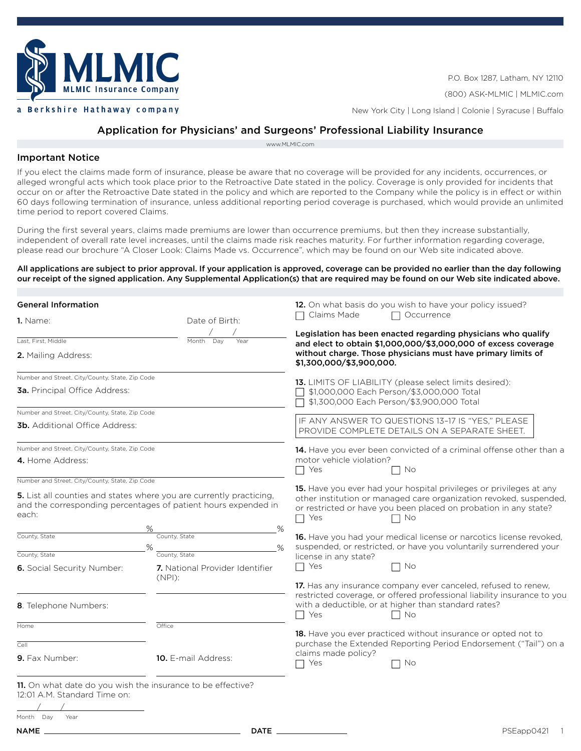MLMIC

MLMIC Insurance Company

a Berkshire Hathaway company

P.O. Box 1287, Latham, NY 12110

(800) ASK-MLMIC | MLMIC.com

New York City | Long Island | Colonie | Syracuse | Buffalo

# Application for Physicians' and Surgeons' Professional Liability Insurance

www.MLMIC.com

## Important Notice

If you elect the claims made form of insurance, please be aware that no coverage will be provided for any incidents, occurrences, or alleged wrongful acts which took place prior to the Retroactive Date stated in the policy. Coverage is only provided for incidents that occur on or after the Retroactive Date stated in the policy and which are reported to the Company while the policy is in effect or within 60 days following termination of insurance, unless additional reporting period coverage is purchased, which would provide an unlimited time period to report covered Claims.

During the first several years, claims made premiums are lower than occurrence premiums, but then they increase substantially, independent of overall rate level increases, until the claims made risk reaches maturity. For further information regarding coverage, please read our brochure "A Closer Look: Claims Made vs. Occurrence", which may be found on our Web site indicated above.

**All applications are subject to prior approval. If your application is approved, coverage can be provided no earlier than the day following our receipt of the signed application. Any Supplemental Application(s) that are required may be found on our Web site indicated above.**

### General Information

**1.** Name: ______________________ Date of Birth: ___/___/___
Last, First, Middle — Month Day Year

**2.** Mailing Address: ______________________
Number and Street, City/County, State, Zip Code

**3a.** Principal Office Address: ______________________
Number and Street, City/County, State, Zip Code

**3b.** Additional Office Address: ______________________
Number and Street, City/County, State, Zip Code

**4.** Home Address: ______________________
Number and Street, City/County, State, Zip Code

**5.** List all counties and states where you are currently practicing, and the corresponding percentages of patient hours expended in each:

| County, State | % | County, State | % |
|---|---|---|---|
| | % | | % |
| | % | | % |

**6.** Social Security Number: ______________________

**7.** National Provider Identifier (NPI): ______________________

**8.** Telephone Numbers:
Home ______________________ Office ______________________
Cell ______________________

**9.** Fax Number: ______________________

**10.** E-mail Address: ______________________

**11.** On what date do you wish the insurance to be effective? 12:01 A.M. Standard Time on: ___/___/___
Month Day Year

**12.** On what basis do you wish to have your policy issued?
☐ Claims Made ☐ Occurrence

**Legislation has been enacted regarding physicians who qualify and elect to obtain $1,000,000/$3,000,000 of excess coverage without charge. Those physicians must have primary limits of $1,300,000/$3,900,000.**

**13.** LIMITS OF LIABILITY (please select limits desired):
☐ $1,000,000 Each Person/$3,000,000 Total
☐ $1,300,000 Each Person/$3,900,000 Total

IF ANY ANSWER TO QUESTIONS 13–17 IS "YES," PLEASE PROVIDE COMPLETE DETAILS ON A SEPARATE SHEET.

**14.** Have you ever been convicted of a criminal offense other than a motor vehicle violation?
☐ Yes ☐ No

**15.** Have you ever had your hospital privileges or privileges at any other institution or managed care organization revoked, suspended, or restricted or have you been placed on probation in any state?
☐ Yes ☐ No

**16.** Have you had your medical license or narcotics license revoked, suspended, or restricted, or have you voluntarily surrendered your license in any state?
☐ Yes ☐ No

**17.** Has any insurance company ever canceled, refused to renew, restricted coverage, or offered professional liability insurance to you with a deductible, or at higher than standard rates?
☐ Yes ☐ No

**18.** Have you ever practiced without insurance or opted not to purchase the Extended Reporting Period Endorsement ("Tail") on a claims made policy?
☐ Yes ☐ No

NAME ______________________ DATE ______________________

PSEapp0421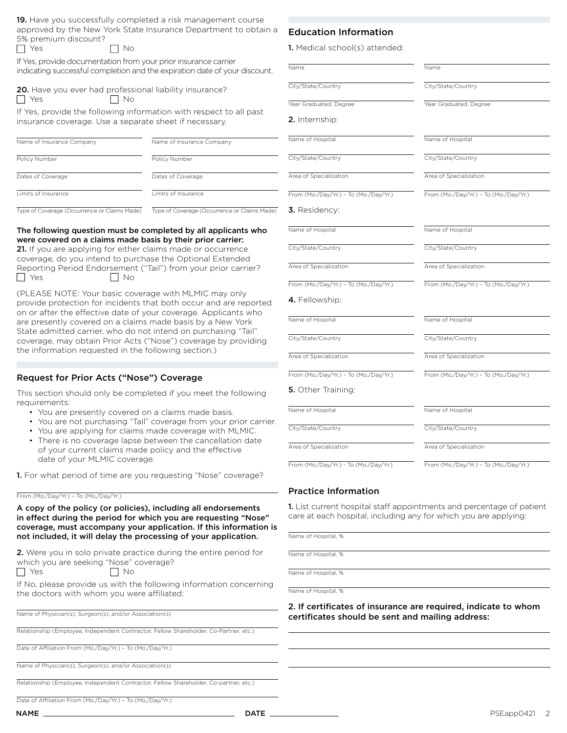**19.** Have you successfully completed a risk management course approved by the New York State Insurance Department to obtain a 5% premium discount?

☐ Yes ☐ No

If Yes, provide documentation from your prior insurance carrier indicating successful completion and the expiration date of your discount.

**20.** Have you ever had professional liability insurance?

☐ Yes ☐ No

If Yes, provide the following information with respect to all past insurance coverage. Use a separate sheet if necessary.

| | |
|---|---|
| Name of Insurance Company | Name of Insurance Company |
| Policy Number | Policy Number |
| Dates of Coverage | Dates of Coverage |
| Limits of Insurance | Limits of Insurance |
| Type of Coverage (Occurrence or Claims Made) | Type of Coverage (Occurrence or Claims Made) |

**The following question must be completed by all applicants who were covered on a claims made basis by their prior carrier:**

**21.** If you are applying for either claims made or occurrence coverage, do you intend to purchase the Optional Extended Reporting Period Endorsement ("Tail") from your prior carrier?

☐ Yes ☐ No

(PLEASE NOTE: Your basic coverage with MLMIC may only provide protection for incidents that both occur and are reported on or after the effective date of your coverage. Applicants who are presently covered on a claims made basis by a New York State admitted carrier, who do not intend on purchasing "Tail" coverage, may obtain Prior Acts ("Nose") coverage by providing the information requested in the following section.)

## Request for Prior Acts ("Nose") Coverage

This section should only be completed if you meet the following requirements:

- You are presently covered on a claims made basis.
- You are not purchasing "Tail" coverage from your prior carrier.
- You are applying for claims made coverage with MLMIC.
- There is no coverage lapse between the cancellation date of your current claims made policy and the effective date of your MLMIC coverage.

**1.** For what period of time are you requesting "Nose" coverage?

From (Mo./Day/Yr.) – To (Mo./Day/Yr.)

**A copy of the policy (or policies), including all endorsements in effect during the period for which you are requesting "Nose" coverage, must accompany your application. If this information is not included, it will delay the processing of your application.**

**2.** Were you in solo private practice during the entire period for which you are seeking "Nose" coverage?

☐ Yes ☐ No

If No, please provide us with the following information concerning the doctors with whom you were affiliated:

Name of Physician(s), Surgeon(s), and/or Association(s)

Relationship (Employee, Independent Contractor, Fellow Shareholder, Co-Partner, etc.)

Date of Affiliation From (Mo./Day/Yr.) – To (Mo./Day/Yr.)

Name of Physician(s), Surgeon(s), and/or Association(s)

Relationship (Employee, Independent Contractor, Fellow Shareholder, Co-partner, etc.)

Date of Affiliation From (Mo./Day/Yr.) – To (Mo./Day/Yr.)

## Education Information

**1.** Medical school(s) attended:

| | |
|---|---|
| Name | Name |
| City/State/Country | City/State/Country |
| Year Graduated, Degree | Year Graduated, Degree |

**2.** Internship:

| | |
|---|---|
| Name of Hospital | Name of Hospital |
| City/State/Country | City/State/Country |
| Area of Specialization | Area of Specialization |
| From (Mo./Day/Yr.) – To (Mo./Day/Yr.) | From (Mo./Day/Yr.) – To (Mo./Day/Yr.) |

**3.** Residency:

| | |
|---|---|
| Name of Hospital | Name of Hospital |
| City/State/Country | City/State/Country |
| Area of Specialization | Area of Specialization |
| From (Mo./Day/Yr.) – To (Mo./Day/Yr.) | From (Mo./Day/Yr.) – To (Mo./Day/Yr.) |

**4.** Fellowship:

| | |
|---|---|
| Name of Hospital | Name of Hospital |
| City/State/Country | City/State/Country |
| Area of Specialization | Area of Specialization |
| From (Mo./Day/Yr.) – To (Mo./Day/Yr.) | From (Mo./Day/Yr.) – To (Mo./Day/Yr.) |

**5.** Other Training:

| | |
|---|---|
| Name of Hospital | Name of Hospital |
| City/State/Country | City/State/Country |
| Area of Specialization | Area of Specialization |
| From (Mo./Day/Yr.) - To (Mo./Day/Yr.) | From (Mo./Day/Yr.) – To (Mo./Day/Yr.) |

## Practice Information

**1.** List current hospital staff appointments and percentage of patient care at each hospital, including any for which you are applying:

Name of Hospital, %

Name of Hospital, %

Name of Hospital, %

Name of Hospital, %

**2. If certificates of insurance are required, indicate to whom certificates should be sent and mailing address:**

NAME ____________________ DATE __________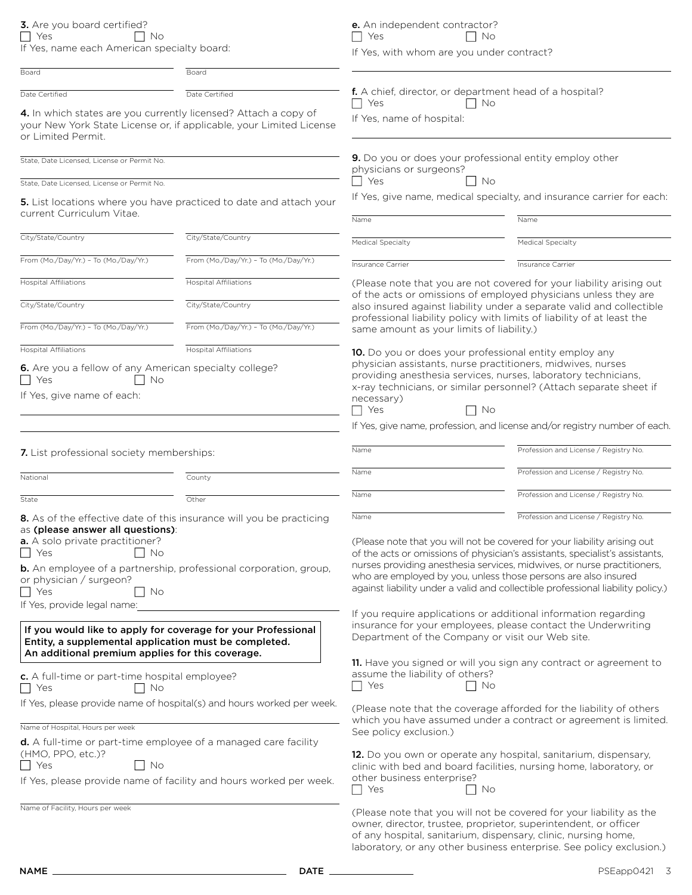**3.** Are you board certified?

☐ Yes ☐ No

If Yes, name each American specialty board:

| Board | Board |
|---|---|
| Date Certified | Date Certified |

**4.** In which states are you currently licensed? Attach a copy of your New York State License or, if applicable, your Limited License or Limited Permit.

State, Date Licensed, License or Permit No.

State, Date Licensed, License or Permit No.

**5.** List locations where you have practiced to date and attach your current Curriculum Vitae.

| City/State/Country | City/State/Country |
|---|---|
| From (Mo./Day/Yr.) – To (Mo./Day/Yr.) | From (Mo./Day/Yr.) – To (Mo./Day/Yr.) |
| Hospital Affiliations | Hospital Affiliations |
| City/State/Country | City/State/Country |
| From (Mo./Day/Yr.) – To (Mo./Day/Yr.) | From (Mo./Day/Yr.) – To (Mo./Day/Yr.) |
| Hospital Affiliations | Hospital Affiliations |

**6.** Are you a fellow of any American specialty college?

☐ Yes ☐ No

If Yes, give name of each:

**7.** List professional society memberships:

| National | County |
|---|---|
| State | Other |

**8.** As of the effective date of this insurance will you be practicing as **(please answer all questions)**:

**a.** A solo private practitioner?

☐ Yes ☐ No

**b.** An employee of a partnership, professional corporation, group, or physician / surgeon?

☐ Yes ☐ No

If Yes, provide legal name:

**If you would like to apply for coverage for your Professional Entity, a supplemental application must be completed. An additional premium applies for this coverage.**

**c.** A full-time or part-time hospital employee?

☐ Yes ☐ No

If Yes, please provide name of hospital(s) and hours worked per week.

Name of Hospital, Hours per week

**d.** A full-time or part-time employee of a managed care facility (HMO, PPO, etc.)?

☐ Yes ☐ No

If Yes, please provide name of facility and hours worked per week.

Name of Facility, Hours per week

**e.** An independent contractor?

☐ Yes ☐ No

If Yes, with whom are you under contract?

**f.** A chief, director, or department head of a hospital?

☐ Yes ☐ No

If Yes, name of hospital:

**9.** Do you or does your professional entity employ other physicians or surgeons?

☐ Yes ☐ No

If Yes, give name, medical specialty, and insurance carrier for each:

| Name | Name |
|---|---|
| Medical Specialty | Medical Specialty |
| Insurance Carrier | Insurance Carrier |

(Please note that you are not covered for your liability arising out of the acts or omissions of employed physicians unless they are also insured against liability under a separate valid and collectible professional liability policy with limits of liability of at least the same amount as your limits of liability.)

**10.** Do you or does your professional entity employ any physician assistants, nurse practitioners, midwives, nurses providing anesthesia services, nurses, laboratory technicians, x-ray technicians, or similar personnel? (Attach separate sheet if necessary)

☐ Yes ☐ No

If Yes, give name, profession, and license and/or registry number of each.

| Name | Profession and License / Registry No. |
|---|---|
| Name | Profession and License / Registry No. |
| Name | Profession and License / Registry No. |
| Name | Profession and License / Registry No. |

(Please note that you will not be covered for your liability arising out of the acts or omissions of physician's assistants, specialist's assistants, nurses providing anesthesia services, midwives, or nurse practitioners, who are employed by you, unless those persons are also insured against liability under a valid and collectible professional liability policy.)

If you require applications or additional information regarding insurance for your employees, please contact the Underwriting Department of the Company or visit our Web site.

**11.** Have you signed or will you sign any contract or agreement to assume the liability of others?

☐ Yes ☐ No

(Please note that the coverage afforded for the liability of others which you have assumed under a contract or agreement is limited. See policy exclusion.)

**12.** Do you own or operate any hospital, sanitarium, dispensary, clinic with bed and board facilities, nursing home, laboratory, or other business enterprise?

☐ Yes ☐ No

(Please note that you will not be covered for your liability as the owner, director, trustee, proprietor, superintendent, or officer of any hospital, sanitarium, dispensary, clinic, nursing home, laboratory, or any other business enterprise. See policy exclusion.)

**NAME** ______________________ **DATE** ____________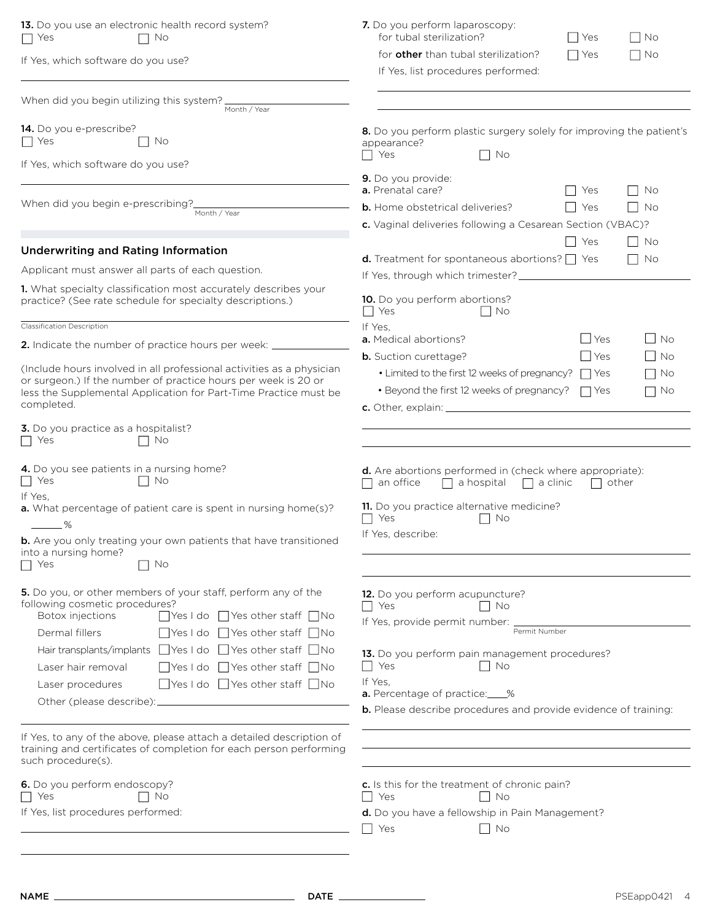**13.** Do you use an electronic health record system?
☐ Yes ☐ No

If Yes, which software do you use?

_______________________________________________

When did you begin utilizing this system? _______________
Month / Year

**14.** Do you e-prescribe?
☐ Yes ☐ No

If Yes, which software do you use?

_______________________________________________

When did you begin e-prescribing? _______________
Month / Year

## Underwriting and Rating Information

Applicant must answer all parts of each question.

**1.** What specialty classification most accurately describes your practice? (See rate schedule for specialty descriptions.)

_______________________________________________
Classification Description

**2.** Indicate the number of practice hours per week: _______________

(Include hours involved in all professional activities as a physician or surgeon.) If the number of practice hours per week is 20 or less the Supplemental Application for Part-Time Practice must be completed.

**3.** Do you practice as a hospitalist?
☐ Yes ☐ No

**4.** Do you see patients in a nursing home?
☐ Yes ☐ No

If Yes,

**a.** What percentage of patient care is spent in nursing home(s)?
_____%

**b.** Are you only treating your own patients that have transitioned into a nursing home?
☐ Yes ☐ No

**5.** Do you, or other members of your staff, perform any of the following cosmetic procedures?

| Procedure | | | |
|---|---|---|---|
| Botox injections | ☐ Yes I do | ☐ Yes other staff | ☐ No |
| Dermal fillers | ☐ Yes I do | ☐ Yes other staff | ☐ No |
| Hair transplants/implants | ☐ Yes I do | ☐ Yes other staff | ☐ No |
| Laser hair removal | ☐ Yes I do | ☐ Yes other staff | ☐ No |
| Laser procedures | ☐ Yes I do | ☐ Yes other staff | ☐ No |

Other (please describe): _______________________________________________

If Yes, to any of the above, please attach a detailed description of training and certificates of completion for each person performing such procedure(s).

**6.** Do you perform endoscopy?
☐ Yes ☐ No

If Yes, list procedures performed:

_______________________________________________

_______________________________________________

**7.** Do you perform laparoscopy:

for tubal sterilization? ☐ Yes ☐ No

for **other** than tubal sterilization? ☐ Yes ☐ No

If Yes, list procedures performed:

_______________________________________________

_______________________________________________

**8.** Do you perform plastic surgery solely for improving the patient's appearance?
☐ Yes ☐ No

**9.** Do you provide:

**a.** Prenatal care? ☐ Yes ☐ No

**b.** Home obstetrical deliveries? ☐ Yes ☐ No

**c.** Vaginal deliveries following a Cesarean Section (VBAC)? ☐ Yes ☐ No

**d.** Treatment for spontaneous abortions? ☐ Yes ☐ No

If Yes, through which trimester? _______________

**10.** Do you perform abortions?
☐ Yes ☐ No

If Yes,

**a.** Medical abortions? ☐ Yes ☐ No

**b.** Suction curettage? ☐ Yes ☐ No

- Limited to the first 12 weeks of pregnancy? ☐ Yes ☐ No
- Beyond the first 12 weeks of pregnancy? ☐ Yes ☐ No

**c.** Other, explain: _______________________________________________

_______________________________________________

_______________________________________________

**d.** Are abortions performed in (check where appropriate):
☐ an office ☐ a hospital ☐ a clinic ☐ other

**11.** Do you practice alternative medicine?
☐ Yes ☐ No

If Yes, describe:

_______________________________________________

_______________________________________________

**12.** Do you perform acupuncture?
☐ Yes ☐ No

If Yes, provide permit number: _______________
Permit Number

**13.** Do you perform pain management procedures?
☐ Yes ☐ No

If Yes,

**a.** Percentage of practice: ____%

**b.** Please describe procedures and provide evidence of training:

_______________________________________________

_______________________________________________

_______________________________________________

**c.** Is this for the treatment of chronic pain?
☐ Yes ☐ No

**d.** Do you have a fellowship in Pain Management?
☐ Yes ☐ No

NAME _______________________________________________ DATE _______________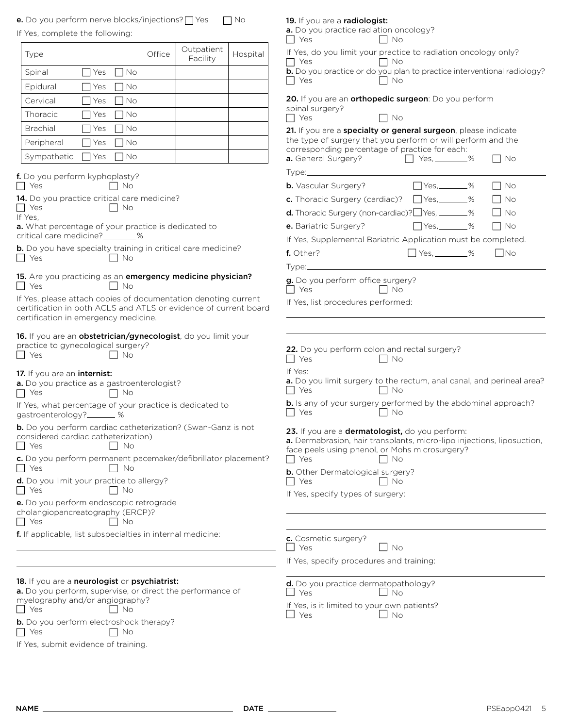**e.** Do you perform nerve blocks/injections? ☐ Yes ☐ No

If Yes, complete the following:

| Type | | Office | Outpatient Facility | Hospital |
|---|---|---|---|---|
| Spinal | ☐ Yes ☐ No | | | |
| Epidural | ☐ Yes ☐ No | | | |
| Cervical | ☐ Yes ☐ No | | | |
| Thoracic | ☐ Yes ☐ No | | | |
| Brachial | ☐ Yes ☐ No | | | |
| Peripheral | ☐ Yes ☐ No | | | |
| Sympathetic | ☐ Yes ☐ No | | | |

**f.** Do you perform kyphoplasty?
☐ Yes ☐ No

**14.** Do you practice critical care medicine?
☐ Yes ☐ No

If Yes,

**a.** What percentage of your practice is dedicated to critical care medicine? ________%

**b.** Do you have specialty training in critical care medicine?
☐ Yes ☐ No

**15.** Are you practicing as an **emergency medicine physician?**
☐ Yes ☐ No

If Yes, please attach copies of documentation denoting current certification in both ACLS and ATLS or evidence of current board certification in emergency medicine.

**16.** If you are an **obstetrician/gynecologist**, do you limit your practice to gynecological surgery?
☐ Yes ☐ No

**17.** If you are an **internist:**

**a.** Do you practice as a gastroenterologist?
☐ Yes ☐ No

If Yes, what percentage of your practice is dedicated to gastroenterology? _______ %

**b.** Do you perform cardiac catheterization? (Swan-Ganz is not considered cardiac catheterization)
☐ Yes ☐ No

**c.** Do you perform permanent pacemaker/defibrillator placement?
☐ Yes ☐ No

**d.** Do you limit your practice to allergy?
☐ Yes ☐ No

**e.** Do you perform endoscopic retrograde cholangiopancreatography (ERCP)?
☐ Yes ☐ No

**f.** If applicable, list subspecialties in internal medicine:

______________________________________________

______________________________________________

**18.** If you are a **neurologist** or **psychiatrist:**

**a.** Do you perform, supervise, or direct the performance of myelography and/or angiography?
☐ Yes ☐ No

**b.** Do you perform electroshock therapy?
☐ Yes ☐ No

If Yes, submit evidence of training.

**19.** If you are a **radiologist:**

**a.** Do you practice radiation oncology?
☐ Yes ☐ No

If Yes, do you limit your practice to radiation oncology only?
☐ Yes ☐ No

**b.** Do you practice or do you plan to practice interventional radiology?
☐ Yes ☐ No

**20.** If you are an **orthopedic surgeon**: Do you perform spinal surgery?
☐ Yes ☐ No

**21.** If you are a **specialty or general surgeon**, please indicate the type of surgery that you perform or will perform and the corresponding percentage of practice for each:

**a.** General Surgery? ☐ Yes, ________% ☐ No

Type: ______________________________________________

**b.** Vascular Surgery? ☐ Yes, _______% ☐ No

**c.** Thoracic Surgery (cardiac)? ☐ Yes, _______% ☐ No

**d.** Thoracic Surgery (non-cardiac)? ☐ Yes, _______% ☐ No

**e.** Bariatric Surgery? ☐ Yes, _______% ☐ No

If Yes, Supplemental Bariatric Application must be completed.

**f.** Other? ☐ Yes, ________% ☐ No

Type: ______________________________________________

**g.** Do you perform office surgery?
☐ Yes ☐ No

If Yes, list procedures performed:

______________________________________________

______________________________________________

**22.** Do you perform colon and rectal surgery?
☐ Yes ☐ No

If Yes:

**a.** Do you limit surgery to the rectum, anal canal, and perineal area?
☐ Yes ☐ No

**b.** Is any of your surgery performed by the abdominal approach?
☐ Yes ☐ No

**23.** If you are a **dermatologist,** do you perform:

**a.** Dermabrasion, hair transplants, micro-lipo injections, liposuction, face peels using phenol, or Mohs microsurgery?
☐ Yes ☐ No

**b.** Other Dermatological surgery?
☐ Yes ☐ No

If Yes, specify types of surgery:

______________________________________________

______________________________________________

**c.** Cosmetic surgery?
☐ Yes ☐ No

If Yes, specify procedures and training:

______________________________________________

**d.** Do you practice dermatopathology?
☐ Yes ☐ No

If Yes, is it limited to your own patients?
☐ Yes ☐ No

NAME ______________________________ DATE ______________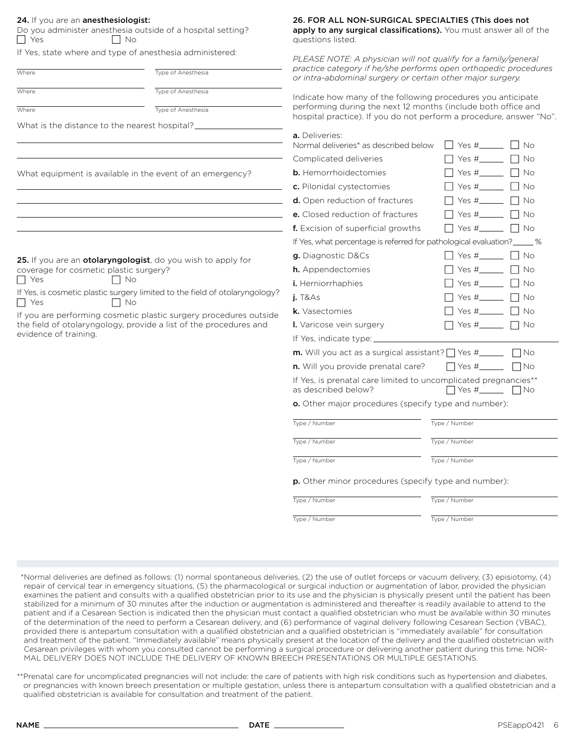**24.** If you are an **anesthesiologist:**

Do you administer anesthesia outside of a hospital setting?

☐ Yes ☐ No

If Yes, state where and type of anesthesia administered:

| Where | Type of Anesthesia |
|---|---|
| | |
| | |
| | |

What is the distance to the nearest hospital? ______________________

What equipment is available in the event of an emergency?

**25.** If you are an **otolaryngologist**, do you wish to apply for coverage for cosmetic plastic surgery?

☐ Yes ☐ No

If Yes, is cosmetic plastic surgery limited to the field of otolaryngology?

☐ Yes ☐ No

If you are performing cosmetic plastic surgery procedures outside the field of otolaryngology, provide a list of the procedures and evidence of training.

**26. FOR ALL NON-SURGICAL SPECIALTIES (This does not apply to any surgical classifications).** You must answer all of the questions listed.

*PLEASE NOTE: A physician will not qualify for a family/general practice category if he/she performs open orthopedic procedures or intra-abdominal surgery or certain other major surgery.*

Indicate how many of the following procedures you anticipate performing during the next 12 months (include both office and hospital practice). If you do not perform a procedure, answer "No".

**a.** Deliveries:

| Procedure | Yes | No |
|---|---|---|
| Normal deliveries* as described below | ☐ Yes #______ | ☐ No |
| Complicated deliveries | ☐ Yes #______ | ☐ No |
| **b.** Hemorrhoidectomies | ☐ Yes #______ | ☐ No |
| **c.** Pilonidal cystectomies | ☐ Yes #______ | ☐ No |
| **d.** Open reduction of fractures | ☐ Yes #______ | ☐ No |
| **e.** Closed reduction of fractures | ☐ Yes #______ | ☐ No |
| **f.** Excision of superficial growths | ☐ Yes #______ | ☐ No |

If Yes, what percentage is referred for pathological evaluation? _____ %

| Procedure | Yes | No |
|---|---|---|
| **g.** Diagnostic D&Cs | ☐ Yes #______ | ☐ No |
| **h.** Appendectomies | ☐ Yes #______ | ☐ No |
| **i.** Herniorrhaphies | ☐ Yes #______ | ☐ No |
| **j.** T&As | ☐ Yes #______ | ☐ No |
| **k.** Vasectomies | ☐ Yes #______ | ☐ No |
| **l.** Varicose vein surgery | ☐ Yes #______ | ☐ No |

If Yes, indicate type: ______________________

| Question | Yes | No |
|---|---|---|
| **m.** Will you act as a surgical assistant? | ☐ Yes #______ | ☐ No |
| **n.** Will you provide prenatal care? | ☐ Yes #______ | ☐ No |
| If Yes, is prenatal care limited to uncomplicated pregnancies** as described below? | ☐ Yes #______ | ☐ No |

**o.** Other major procedures (specify type and number):

| Type / Number | Type / Number |
|---|---|
| | |
| | |
| | |

**p.** Other minor procedures (specify type and number):

| Type / Number | Type / Number |
|---|---|
| | |
| | |

*Normal deliveries are defined as follows: (1) normal spontaneous deliveries, (2) the use of outlet forceps or vacuum delivery, (3) episiotomy, (4) repair of cervical tear in emergency situations, (5) the pharmacological or surgical induction or augmentation of labor, provided the physician examines the patient and consults with a qualified obstetrician prior to its use and the physician is physically present until the patient has been stabilized for a minimum of 30 minutes after the induction or augmentation is administered and thereafter is readily available to attend to the patient and if a Cesarean Section is indicated then the physician must contact a qualified obstetrician who must be available within 30 minutes of the determination of the need to perform a Cesarean delivery, and (6) performance of vaginal delivery following Cesarean Section (VBAC), provided there is antepartum consultation with a qualified obstetrician and a qualified obstetrician is "immediately available" for consultation and treatment of the patient. "Immediately available" means physically present at the location of the delivery and the qualified obstetrician with Cesarean privileges with whom you consulted cannot be performing a surgical procedure or delivering another patient during this time. NORMAL DELIVERY DOES NOT INCLUDE THE DELIVERY OF KNOWN BREECH PRESENTATIONS OR MULTIPLE GESTATIONS.

**Prenatal care for uncomplicated pregnancies will not include: the care of patients with high risk conditions such as hypertension and diabetes, or pregnancies with known breech presentation or multiple gestation, unless there is antepartum consultation with a qualified obstetrician and a qualified obstetrician is available for consultation and treatment of the patient.

NAME ______________________ DATE ______________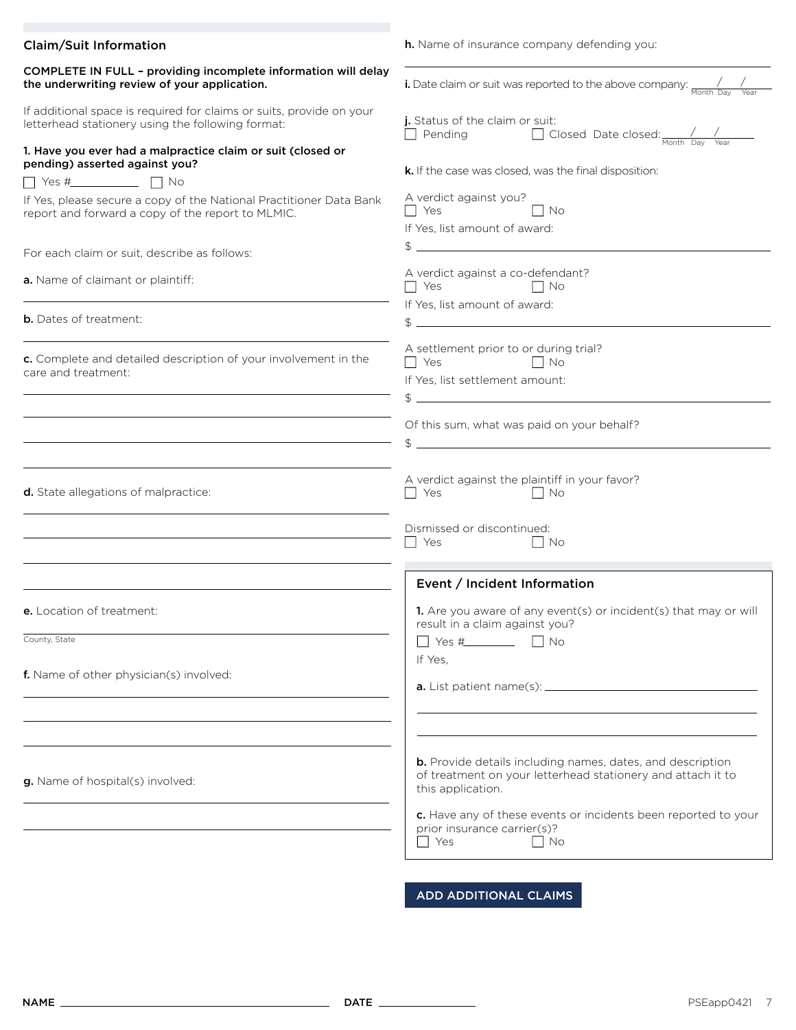## Claim/Suit Information

**COMPLETE IN FULL – providing incomplete information will delay the underwriting review of your application.**

If additional space is required for claims or suits, provide on your letterhead stationery using the following format:

**1. Have you ever had a malpractice claim or suit (closed or pending) asserted against you?**

☐ Yes #__________ ☐ No

If Yes, please secure a copy of the National Practitioner Data Bank report and forward a copy of the report to MLMIC.

For each claim or suit, describe as follows:

**a.** Name of claimant or plaintiff:

______________________________

**b.** Dates of treatment:

______________________________

**c.** Complete and detailed description of your involvement in the care and treatment:

______________________________

______________________________

______________________________

______________________________

**d.** State allegations of malpractice:

______________________________

______________________________

______________________________

______________________________

**e.** Location of treatment:

______________________________
County, State

**f.** Name of other physician(s) involved:

______________________________

______________________________

______________________________

**g.** Name of hospital(s) involved:

______________________________

______________________________

**h.** Name of insurance company defending you:

______________________________

**i.** Date claim or suit was reported to the above company: ____/____/____ (Month Day Year)

**j.** Status of the claim or suit:

☐ Pending ☐ Closed Date closed: ____/____/____ (Month Day Year)

**k.** If the case was closed, was the final disposition:

A verdict against you?
☐ Yes ☐ No

If Yes, list amount of award:

$ ______________________________

A verdict against a co-defendant?
☐ Yes ☐ No

If Yes, list amount of award:

$ ______________________________

A settlement prior to or during trial?
☐ Yes ☐ No

If Yes, list settlement amount:

$ ______________________________

Of this sum, what was paid on your behalf?

$ ______________________________

A verdict against the plaintiff in your favor?
☐ Yes ☐ No

Dismissed or discontinued:
☐ Yes ☐ No

## Event / Incident Information

**1.** Are you aware of any event(s) or incident(s) that may or will result in a claim against you?

☐ Yes #__________ ☐ No

If Yes,

**a.** List patient name(s): ______________________________

______________________________

______________________________

**b.** Provide details including names, dates, and description of treatment on your letterhead stationery and attach it to this application.

**c.** Have any of these events or incidents been reported to your prior insurance carrier(s)?
☐ Yes ☐ No

ADD ADDITIONAL CLAIMS

NAME ______________________________ DATE ______________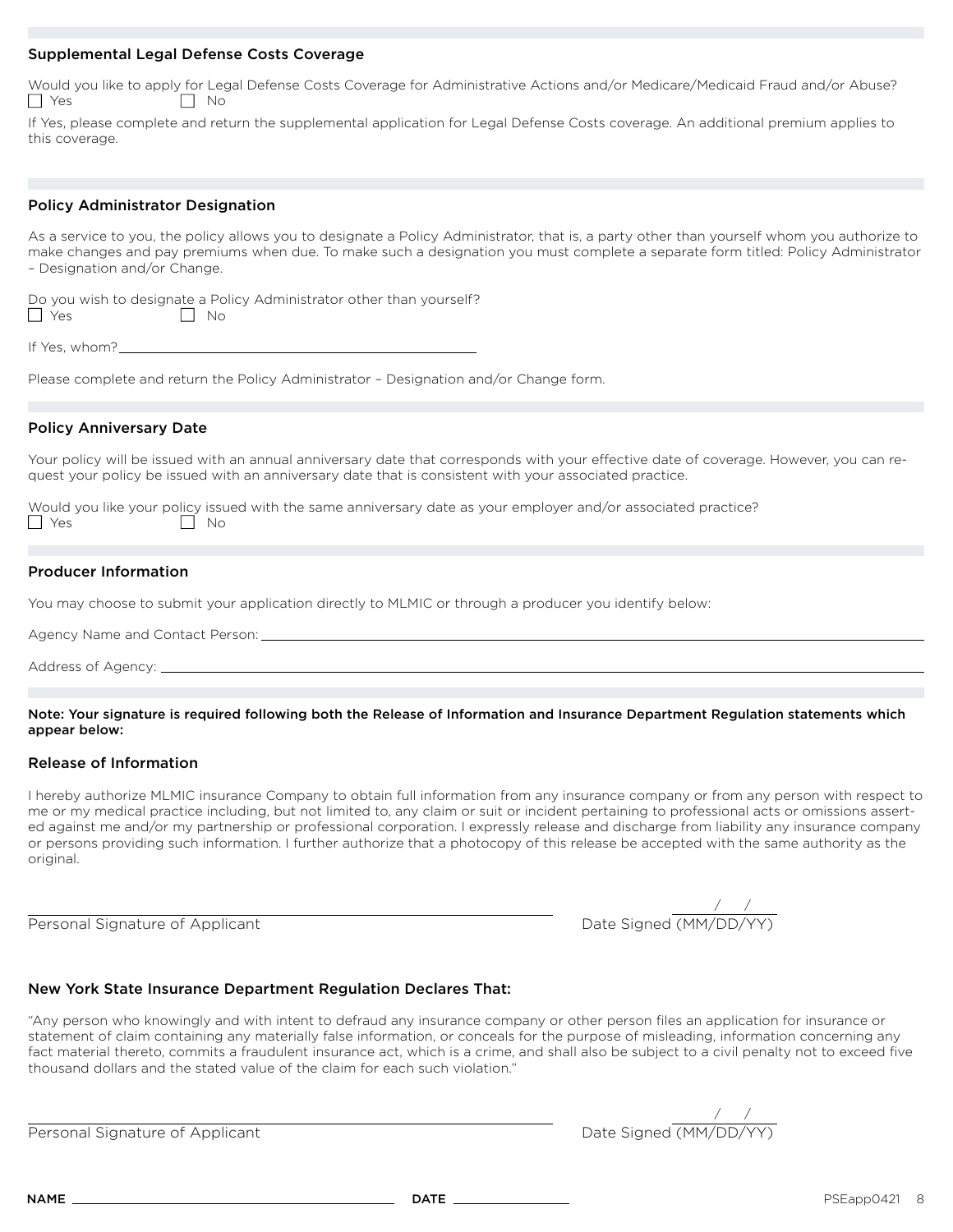## Supplemental Legal Defense Costs Coverage

Would you like to apply for Legal Defense Costs Coverage for Administrative Actions and/or Medicare/Medicaid Fraud and/or Abuse?

☐ Yes ☐ No

If Yes, please complete and return the supplemental application for Legal Defense Costs coverage. An additional premium applies to this coverage.

## Policy Administrator Designation

As a service to you, the policy allows you to designate a Policy Administrator, that is, a party other than yourself whom you authorize to make changes and pay premiums when due. To make such a designation you must complete a separate form titled: Policy Administrator – Designation and/or Change.

Do you wish to designate a Policy Administrator other than yourself?

☐ Yes ☐ No

If Yes, whom? ___________________________________________

Please complete and return the Policy Administrator – Designation and/or Change form.

## Policy Anniversary Date

Your policy will be issued with an annual anniversary date that corresponds with your effective date of coverage. However, you can request your policy be issued with an anniversary date that is consistent with your associated practice.

Would you like your policy issued with the same anniversary date as your employer and/or associated practice?

☐ Yes ☐ No

## Producer Information

You may choose to submit your application directly to MLMIC or through a producer you identify below:

Agency Name and Contact Person: ___________________________________________

Address of Agency: ___________________________________________

**Note: Your signature is required following both the Release of Information and Insurance Department Regulation statements which appear below:**

## Release of Information

I hereby authorize MLMIC insurance Company to obtain full information from any insurance company or from any person with respect to me or my medical practice including, but not limited to, any claim or suit or incident pertaining to professional acts or omissions asserted against me and/or my partnership or professional corporation. I expressly release and discharge from liability any insurance company or persons providing such information. I further authorize that a photocopy of this release be accepted with the same authority as the original.

___________________________________________ Personal Signature of Applicant

____/____/____ Date Signed (MM/DD/YY)

## New York State Insurance Department Regulation Declares That:

"Any person who knowingly and with intent to defraud any insurance company or other person files an application for insurance or statement of claim containing any materially false information, or conceals for the purpose of misleading, information concerning any fact material thereto, commits a fraudulent insurance act, which is a crime, and shall also be subject to a civil penalty not to exceed five thousand dollars and the stated value of the claim for each such violation."

___________________________________________ Personal Signature of Applicant

____/____/____ Date Signed (MM/DD/YY)

**NAME** ___________________________ **DATE** ______________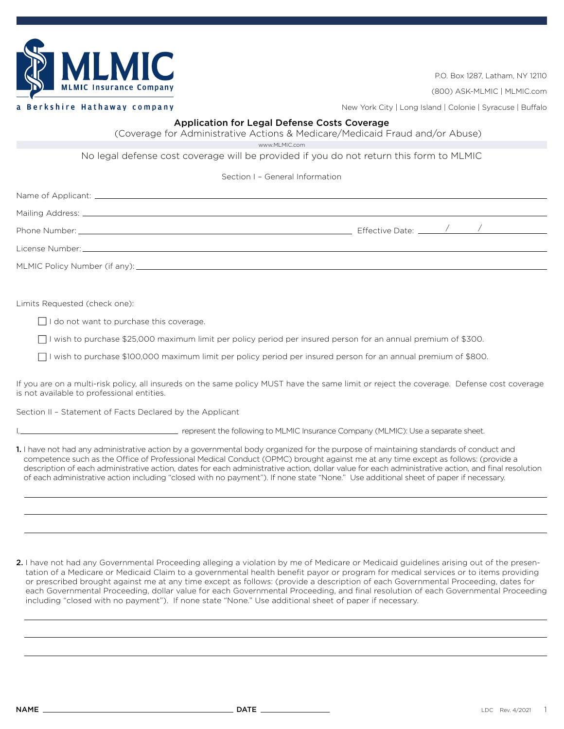**MLMIC**
MLMIC Insurance Company
a Berkshire Hathaway company

P.O. Box 1287, Latham, NY 12110

(800) ASK-MLMIC | MLMIC.com

New York City | Long Island | Colonie | Syracuse | Buffalo

## Application for Legal Defense Costs Coverage

(Coverage for Administrative Actions & Medicare/Medicaid Fraud and/or Abuse)

www.MLMIC.com

No legal defense cost coverage will be provided if you do not return this form to MLMIC

### Section I – General Information

Name of Applicant: ______________________________

Mailing Address: ______________________________

Phone Number: ______________________________ Effective Date: ____ / ____ / ____

License Number: ______________________________

MLMIC Policy Number (if any): ______________________________

Limits Requested (check one):

- ☐ I do not want to purchase this coverage.
- ☐ I wish to purchase $25,000 maximum limit per policy period per insured person for an annual premium of $300.
- ☐ I wish to purchase $100,000 maximum limit per policy period per insured person for an annual premium of $800.

If you are on a multi-risk policy, all insureds on the same policy MUST have the same limit or reject the coverage. Defense cost coverage is not available to professional entities.

### Section II – Statement of Facts Declared by the Applicant

I, ______________________________ represent the following to MLMIC Insurance Company (MLMIC): Use a separate sheet.

**1.** I have not had any administrative action by a governmental body organized for the purpose of maintaining standards of conduct and competence such as the Office of Professional Medical Conduct (OPMC) brought against me at any time except as follows: (provide a description of each administrative action, dates for each administrative action, dollar value for each administrative action, and final resolution of each administrative action including "closed with no payment"). If none state "None." Use additional sheet of paper if necessary.

______________________________

______________________________

______________________________

**2.** I have not had any Governmental Proceeding alleging a violation by me of Medicare or Medicaid guidelines arising out of the presentation of a Medicare or Medicaid Claim to a governmental health benefit payor or program for medical services or to items providing or prescribed brought against me at any time except as follows: (provide a description of each Governmental Proceeding, dates for each Governmental Proceeding, dollar value for each Governmental Proceeding, and final resolution of each Governmental Proceeding including "closed with no payment"). If none state "None." Use additional sheet of paper if necessary.

______________________________

______________________________

______________________________

**NAME** ______________________________ **DATE** ______________

LDC Rev. 4/2021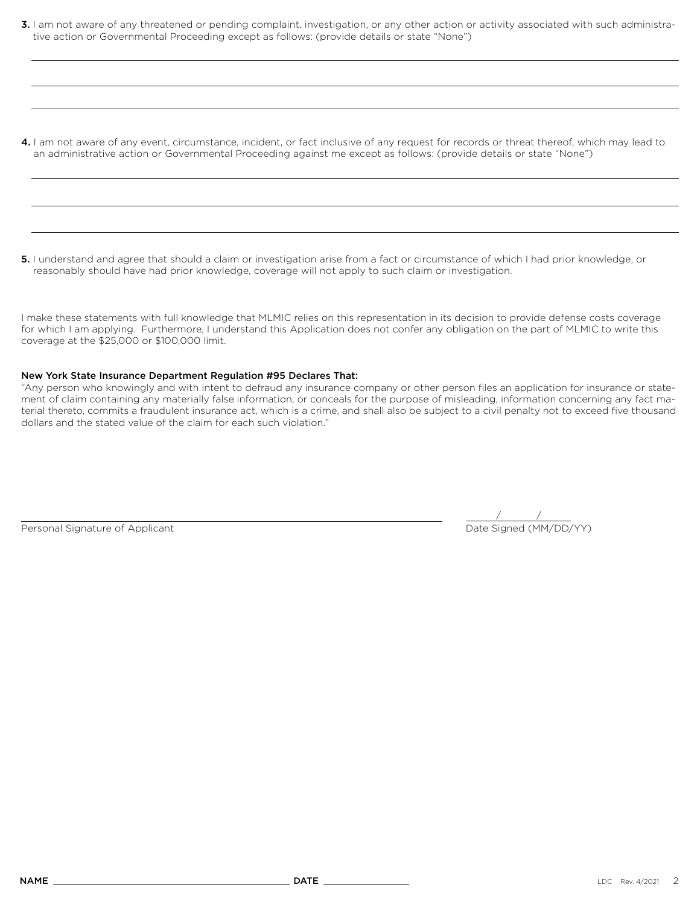**3.** I am not aware of any threatened or pending complaint, investigation, or any other action or activity associated with such administrative action or Governmental Proceeding except as follows: (provide details or state "None")

\_\_\_\_\_\_\_\_\_\_\_\_\_\_\_\_\_\_\_\_\_\_\_\_\_\_\_\_\_\_\_\_\_\_\_\_\_\_\_\_\_\_\_\_\_\_\_\_\_\_\_\_\_\_\_\_\_\_\_\_\_\_\_\_\_\_\_\_\_\_\_\_\_\_\_\_\_\_

\_\_\_\_\_\_\_\_\_\_\_\_\_\_\_\_\_\_\_\_\_\_\_\_\_\_\_\_\_\_\_\_\_\_\_\_\_\_\_\_\_\_\_\_\_\_\_\_\_\_\_\_\_\_\_\_\_\_\_\_\_\_\_\_\_\_\_\_\_\_\_\_\_\_\_\_\_\_

\_\_\_\_\_\_\_\_\_\_\_\_\_\_\_\_\_\_\_\_\_\_\_\_\_\_\_\_\_\_\_\_\_\_\_\_\_\_\_\_\_\_\_\_\_\_\_\_\_\_\_\_\_\_\_\_\_\_\_\_\_\_\_\_\_\_\_\_\_\_\_\_\_\_\_\_\_\_

**4.** I am not aware of any event, circumstance, incident, or fact inclusive of any request for records or threat thereof, which may lead to an administrative action or Governmental Proceeding against me except as follows: (provide details or state "None")

\_\_\_\_\_\_\_\_\_\_\_\_\_\_\_\_\_\_\_\_\_\_\_\_\_\_\_\_\_\_\_\_\_\_\_\_\_\_\_\_\_\_\_\_\_\_\_\_\_\_\_\_\_\_\_\_\_\_\_\_\_\_\_\_\_\_\_\_\_\_\_\_\_\_\_\_\_\_

\_\_\_\_\_\_\_\_\_\_\_\_\_\_\_\_\_\_\_\_\_\_\_\_\_\_\_\_\_\_\_\_\_\_\_\_\_\_\_\_\_\_\_\_\_\_\_\_\_\_\_\_\_\_\_\_\_\_\_\_\_\_\_\_\_\_\_\_\_\_\_\_\_\_\_\_\_\_

\_\_\_\_\_\_\_\_\_\_\_\_\_\_\_\_\_\_\_\_\_\_\_\_\_\_\_\_\_\_\_\_\_\_\_\_\_\_\_\_\_\_\_\_\_\_\_\_\_\_\_\_\_\_\_\_\_\_\_\_\_\_\_\_\_\_\_\_\_\_\_\_\_\_\_\_\_\_

**5.** I understand and agree that should a claim or investigation arise from a fact or circumstance of which I had prior knowledge, or reasonably should have had prior knowledge, coverage will not apply to such claim or investigation.

I make these statements with full knowledge that MLMIC relies on this representation in its decision to provide defense costs coverage for which I am applying. Furthermore, I understand this Application does not confer any obligation on the part of MLMIC to write this coverage at the $25,000 or $100,000 limit.

**New York State Insurance Department Regulation #95 Declares That:**

"Any person who knowingly and with intent to defraud any insurance company or other person files an application for insurance or statement of claim containing any materially false information, or conceals for the purpose of misleading, information concerning any fact material thereto, commits a fraudulent insurance act, which is a crime, and shall also be subject to a civil penalty not to exceed five thousand dollars and the stated value of the claim for each such violation."

\_\_\_\_\_\_\_\_\_\_\_\_\_\_\_\_\_\_\_\_\_\_\_\_\_\_\_\_\_\_\_\_\_\_\_\_\_\_\_\_\_\_\_\_ &nbsp;&nbsp;&nbsp;&nbsp; \_\_\_\_/\_\_\_\_/\_\_\_\_

Personal Signature of Applicant &nbsp;&nbsp;&nbsp;&nbsp; Date Signed (MM/DD/YY)

NAME \_\_\_\_\_\_\_\_\_\_\_\_\_\_\_\_\_\_\_\_\_\_\_\_\_\_\_\_\_\_ DATE \_\_\_\_\_\_\_\_\_\_\_\_\_\_

LDC Rev. 4/2021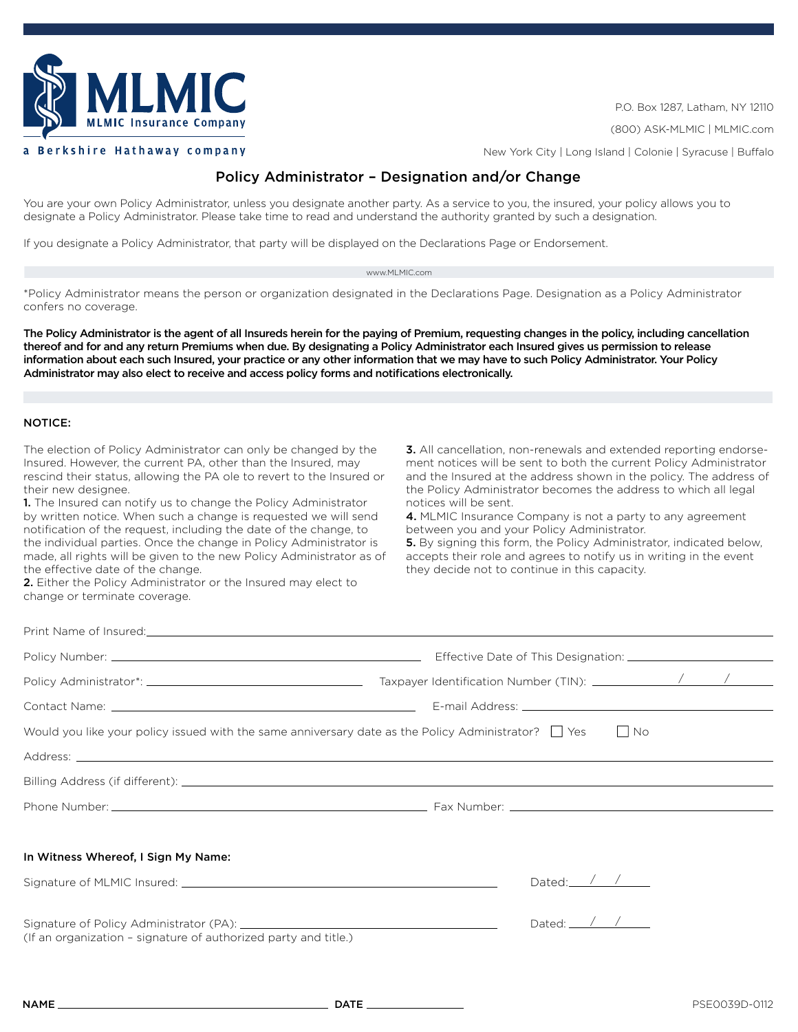MLMIC
MLMIC Insurance Company
a Berkshire Hathaway company

P.O. Box 1287, Latham, NY 12110

(800) ASK-MLMIC | MLMIC.com

New York City | Long Island | Colonie | Syracuse | Buffalo

# Policy Administrator – Designation and/or Change

You are your own Policy Administrator, unless you designate another party. As a service to you, the insured, your policy allows you to designate a Policy Administrator. Please take time to read and understand the authority granted by such a designation.

If you designate a Policy Administrator, that party will be displayed on the Declarations Page or Endorsement.

www.MLMIC.com

*Policy Administrator means the person or organization designated in the Declarations Page. Designation as a Policy Administrator confers no coverage.

**The Policy Administrator is the agent of all Insureds herein for the paying of Premium, requesting changes in the policy, including cancellation thereof and for and any return Premiums when due. By designating a Policy Administrator each Insured gives us permission to release information about each such Insured, your practice or any other information that we may have to such Policy Administrator. Your Policy Administrator may also elect to receive and access policy forms and notifications electronically.**

**NOTICE:**

The election of Policy Administrator can only be changed by the Insured. However, the current PA, other than the Insured, may rescind their status, allowing the PA ole to revert to the Insured or their new designee.

**1.** The Insured can notify us to change the Policy Administrator by written notice. When such a change is requested we will send notification of the request, including the date of the change, to the individual parties. Once the change in Policy Administrator is made, all rights will be given to the new Policy Administrator as of the effective date of the change.

**2.** Either the Policy Administrator or the Insured may elect to change or terminate coverage.

**3.** All cancellation, non-renewals and extended reporting endorsement notices will be sent to both the current Policy Administrator and the Insured at the address shown in the policy. The address of the Policy Administrator becomes the address to which all legal notices will be sent.

**4.** MLMIC Insurance Company is not a party to any agreement between you and your Policy Administrator.

**5.** By signing this form, the Policy Administrator, indicated below, accepts their role and agrees to notify us in writing in the event they decide not to continue in this capacity.

Print Name of Insured: ______________________________

Policy Number: ______________________________ Effective Date of This Designation: ______________________________

Policy Administrator*: ______________________________ Taxpayer Identification Number (TIN): ______ / ______ / ______

Contact Name: ______________________________ E-mail Address: ______________________________

Would you like your policy issued with the same anniversary date as the Policy Administrator? ☐ Yes ☐ No

Address: ______________________________

Billing Address (if different): ______________________________

Phone Number: ______________________________ Fax Number: ______________________________

**In Witness Whereof, I Sign My Name:**

Signature of MLMIC Insured: ______________________________ Dated: ____ / ____ / ____

Signature of Policy Administrator (PA): ______________________________ Dated: ____ / ____ / ____
(If an organization – signature of authorized party and title.)

**NAME** ______________________________ **DATE** ______________

PSE0039D-0112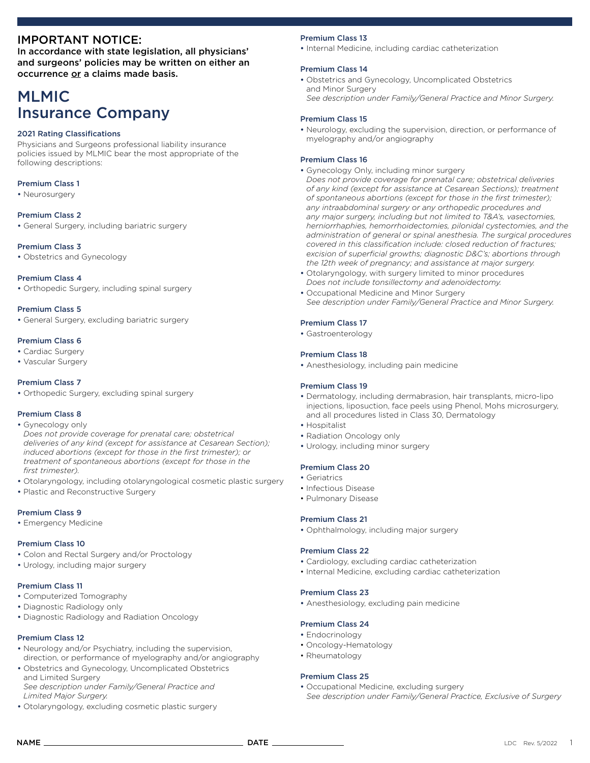## IMPORTANT NOTICE:

**In accordance with state legislation, all physicians' and surgeons' policies may be written on either an occurrence or a claims made basis.**

# MLMIC Insurance Company

### 2021 Rating Classifications

Physicians and Surgeons professional liability insurance policies issued by MLMIC bear the most appropriate of the following descriptions:

**Premium Class 1**

- Neurosurgery

**Premium Class 2**

- General Surgery, including bariatric surgery

**Premium Class 3**

- Obstetrics and Gynecology

**Premium Class 4**

- Orthopedic Surgery, including spinal surgery

**Premium Class 5**

- General Surgery, excluding bariatric surgery

**Premium Class 6**

- Cardiac Surgery
- Vascular Surgery

**Premium Class 7**

- Orthopedic Surgery, excluding spinal surgery

**Premium Class 8**

- Gynecology only
  *Does not provide coverage for prenatal care; obstetrical deliveries of any kind (except for assistance at Cesarean Section); induced abortions (except for those in the first trimester); or treatment of spontaneous abortions (except for those in the first trimester).*
- Otolaryngology, including otolaryngological cosmetic plastic surgery
- Plastic and Reconstructive Surgery

**Premium Class 9**

- Emergency Medicine

**Premium Class 10**

- Colon and Rectal Surgery and/or Proctology
- Urology, including major surgery

**Premium Class 11**

- Computerized Tomography
- Diagnostic Radiology only
- Diagnostic Radiology and Radiation Oncology

**Premium Class 12**

- Neurology and/or Psychiatry, including the supervision, direction, or performance of myelography and/or angiography
- Obstetrics and Gynecology, Uncomplicated Obstetrics and Limited Surgery
  *See description under Family/General Practice and Limited Major Surgery.*
- Otolaryngology, excluding cosmetic plastic surgery

**Premium Class 13**

- Internal Medicine, including cardiac catheterization

**Premium Class 14**

- Obstetrics and Gynecology, Uncomplicated Obstetrics and Minor Surgery
  *See description under Family/General Practice and Minor Surgery.*

**Premium Class 15**

- Neurology, excluding the supervision, direction, or performance of myelography and/or angiography

**Premium Class 16**

- Gynecology Only, including minor surgery
  *Does not provide coverage for prenatal care; obstetrical deliveries of any kind (except for assistance at Cesarean Sections); treatment of spontaneous abortions (except for those in the first trimester); any intraabdominal surgery or any orthopedic procedures and any major surgery, including but not limited to T&A's, vasectomies, herniorrhaphies, hemorrhoidectomies, pilonidal cystectomies, and the administration of general or spinal anesthesia. The surgical procedures covered in this classification include: closed reduction of fractures; excision of superficial growths; diagnostic D&C's; abortions through the 12th week of pregnancy; and assistance at major surgery.*
- Otolaryngology, with surgery limited to minor procedures
  *Does not include tonsillectomy and adenoidectomy.*
- Occupational Medicine and Minor Surgery
  *See description under Family/General Practice and Minor Surgery.*

**Premium Class 17**

- Gastroenterology

**Premium Class 18**

- Anesthesiology, including pain medicine

**Premium Class 19**

- Dermatology, including dermabrasion, hair transplants, micro-lipo injections, liposuction, face peels using Phenol, Mohs microsurgery, and all procedures listed in Class 30, Dermatology
- Hospitalist
- Radiation Oncology only
- Urology, including minor surgery

**Premium Class 20**

- Geriatrics
- Infectious Disease
- Pulmonary Disease

**Premium Class 21**

- Ophthalmology, including major surgery

**Premium Class 22**

- Cardiology, excluding cardiac catheterization
- Internal Medicine, excluding cardiac catheterization

**Premium Class 23**

- Anesthesiology, excluding pain medicine

**Premium Class 24**

- Endocrinology
- Oncology-Hematology
- Rheumatology

**Premium Class 25**

- Occupational Medicine, excluding surgery
  *See description under Family/General Practice, Exclusive of Surgery*

NAME ______________________ DATE ____________

LDC Rev. 5/2022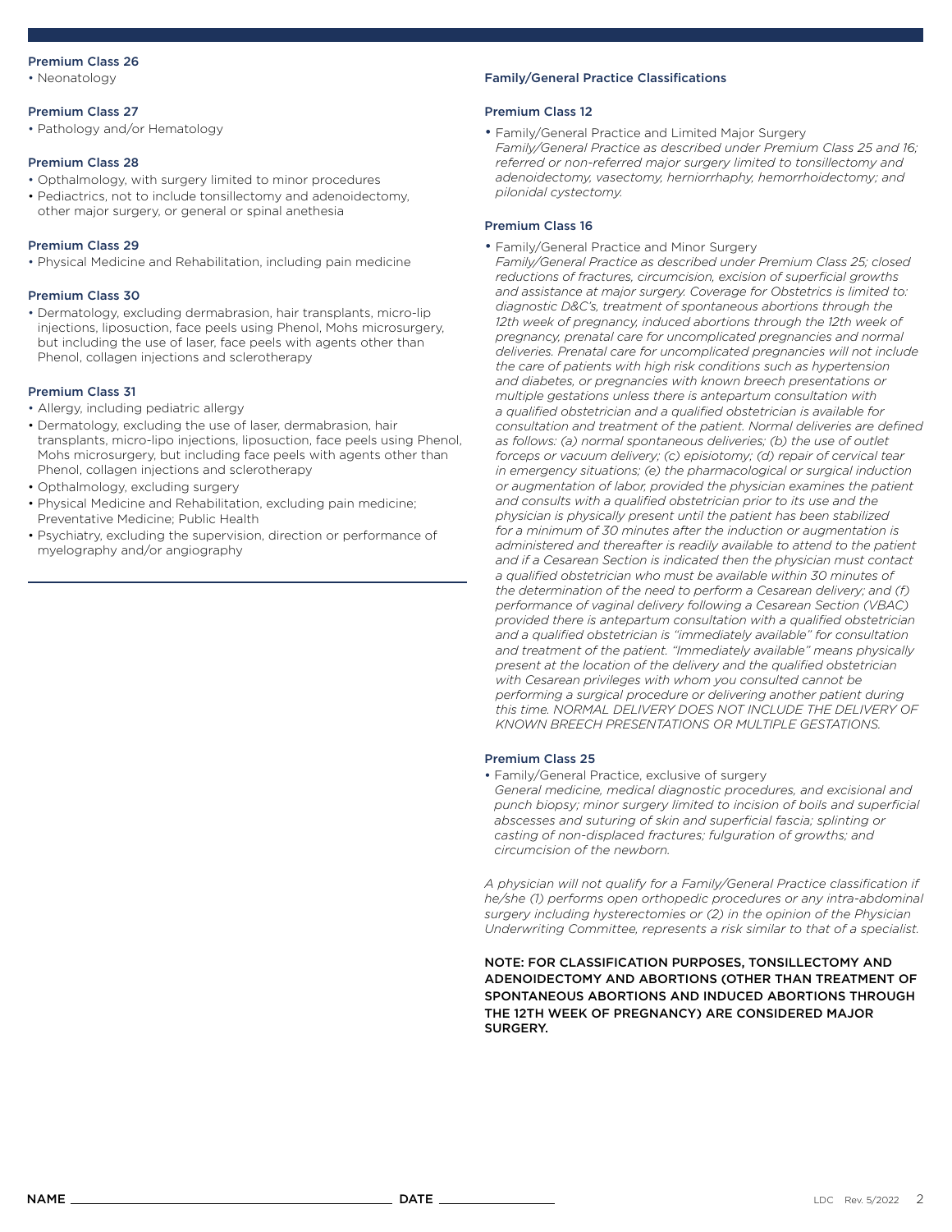### Premium Class 26

- Neonatology

### Premium Class 27

- Pathology and/or Hematology

### Premium Class 28

- Opthalmology, with surgery limited to minor procedures
- Pediactrics, not to include tonsillectomy and adenoidectomy, other major surgery, or general or spinal anethesia

### Premium Class 29

- Physical Medicine and Rehabilitation, including pain medicine

### Premium Class 30

- Dermatology, excluding dermabrasion, hair transplants, micro-lip injections, liposuction, face peels using Phenol, Mohs microsurgery, but including the use of laser, face peels with agents other than Phenol, collagen injections and sclerotherapy

### Premium Class 31

- Allergy, including pediatric allergy
- Dermatology, excluding the use of laser, dermabrasion, hair transplants, micro-lipo injections, liposuction, face peels using Phenol, Mohs microsurgery, but including face peels with agents other than Phenol, collagen injections and sclerotherapy
- Opthalmology, excluding surgery
- Physical Medicine and Rehabilitation, excluding pain medicine; Preventative Medicine; Public Health
- Psychiatry, excluding the supervision, direction or performance of myelography and/or angiography

## Family/General Practice Classifications

### Premium Class 12

- Family/General Practice and Limited Major Surgery
  *Family/General Practice as described under Premium Class 25 and 16; referred or non-referred major surgery limited to tonsillectomy and adenoidectomy, vasectomy, herniorrhaphy, hemorrhoidectomy; and pilonidal cystectomy.*

### Premium Class 16

- Family/General Practice and Minor Surgery
  *Family/General Practice as described under Premium Class 25; closed reductions of fractures, circumcision, excision of superficial growths and assistance at major surgery. Coverage for Obstetrics is limited to: diagnostic D&C's, treatment of spontaneous abortions through the 12th week of pregnancy, induced abortions through the 12th week of pregnancy, prenatal care for uncomplicated pregnancies and normal deliveries. Prenatal care for uncomplicated pregnancies will not include the care of patients with high risk conditions such as hypertension and diabetes, or pregnancies with known breech presentations or multiple gestations unless there is antepartum consultation with a qualified obstetrician and a qualified obstetrician is available for consultation and treatment of the patient. Normal deliveries are defined as follows: (a) normal spontaneous deliveries; (b) the use of outlet forceps or vacuum delivery; (c) episiotomy; (d) repair of cervical tear in emergency situations; (e) the pharmacological or surgical induction or augmentation of labor, provided the physician examines the patient and consults with a qualified obstetrician prior to its use and the physician is physically present until the patient has been stabilized for a minimum of 30 minutes after the induction or augmentation is administered and thereafter is readily available to attend to the patient and if a Cesarean Section is indicated then the physician must contact a qualified obstetrician who must be available within 30 minutes of the determination of the need to perform a Cesarean delivery; and (f) performance of vaginal delivery following a Cesarean Section (VBAC) provided there is antepartum consultation with a qualified obstetrician and a qualified obstetrician is "immediately available" for consultation and treatment of the patient. "Immediately available" means physically present at the location of the delivery and the qualified obstetrician with Cesarean privileges with whom you consulted cannot be performing a surgical procedure or delivering another patient during this time. NORMAL DELIVERY DOES NOT INCLUDE THE DELIVERY OF KNOWN BREECH PRESENTATIONS OR MULTIPLE GESTATIONS.*

### Premium Class 25

- Family/General Practice, exclusive of surgery
  *General medicine, medical diagnostic procedures, and excisional and punch biopsy; minor surgery limited to incision of boils and superficial abscesses and suturing of skin and superficial fascia; splinting or casting of non-displaced fractures; fulguration of growths; and circumcision of the newborn.*

*A physician will not qualify for a Family/General Practice classification if he/she (1) performs open orthopedic procedures or any intra-abdominal surgery including hysterectomies or (2) in the opinion of the Physician Underwriting Committee, represents a risk similar to that of a specialist.*

NOTE: FOR CLASSIFICATION PURPOSES, TONSILLECTOMY AND ADENOIDECTOMY AND ABORTIONS (OTHER THAN TREATMENT OF SPONTANEOUS ABORTIONS AND INDUCED ABORTIONS THROUGH THE 12TH WEEK OF PREGNANCY) ARE CONSIDERED MAJOR SURGERY.

NAME ______________________ DATE ______________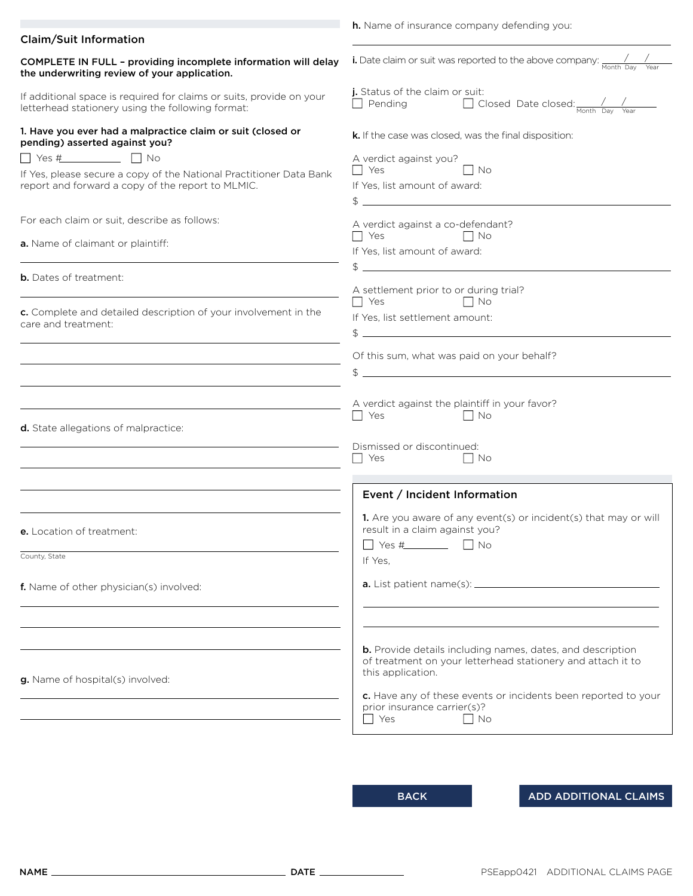## Claim/Suit Information

**COMPLETE IN FULL – providing incomplete information will delay the underwriting review of your application.**

If additional space is required for claims or suits, provide on your letterhead stationery using the following format:

**1. Have you ever had a malpractice claim or suit (closed or pending) asserted against you?**

☐ Yes #__________ ☐ No

If Yes, please secure a copy of the National Practitioner Data Bank report and forward a copy of the report to MLMIC.

For each claim or suit, describe as follows:

**a.** Name of claimant or plaintiff:

______________________________

**b.** Dates of treatment:

______________________________

**c.** Complete and detailed description of your involvement in the care and treatment:

______________________________

______________________________

______________________________

______________________________

**d.** State allegations of malpractice:

______________________________

______________________________

______________________________

______________________________

**e.** Location of treatment:

______________________________
County, State

**f.** Name of other physician(s) involved:

______________________________

______________________________

______________________________

**g.** Name of hospital(s) involved:

______________________________

______________________________

**h.** Name of insurance company defending you:

______________________________

**i.** Date claim or suit was reported to the above company: ____/____/____ (Month Day Year)

**j.** Status of the claim or suit:

☐ Pending ☐ Closed Date closed: ____/____/____ (Month Day Year)

**k.** If the case was closed, was the final disposition:

A verdict against you?
☐ Yes ☐ No
If Yes, list amount of award:
$ ______________________________

A verdict against a co-defendant?
☐ Yes ☐ No
If Yes, list amount of award:
$ ______________________________

A settlement prior to or during trial?
☐ Yes ☐ No
If Yes, list settlement amount:
$ ______________________________

Of this sum, what was paid on your behalf?
$ ______________________________

A verdict against the plaintiff in your favor?
☐ Yes ☐ No

Dismissed or discontinued:
☐ Yes ☐ No

## Event / Incident Information

**1.** Are you aware of any event(s) or incident(s) that may or will result in a claim against you?

☐ Yes #________ ☐ No

If Yes,

**a.** List patient name(s): ______________________________

______________________________

______________________________

**b.** Provide details including names, dates, and description of treatment on your letterhead stationery and attach it to this application.

**c.** Have any of these events or incidents been reported to your prior insurance carrier(s)?

☐ Yes ☐ No

BACK ADD ADDITIONAL CLAIMS

**NAME** ______________________________ **DATE** ______________

PSEapp0421 ADDITIONAL CLAIMS PAGE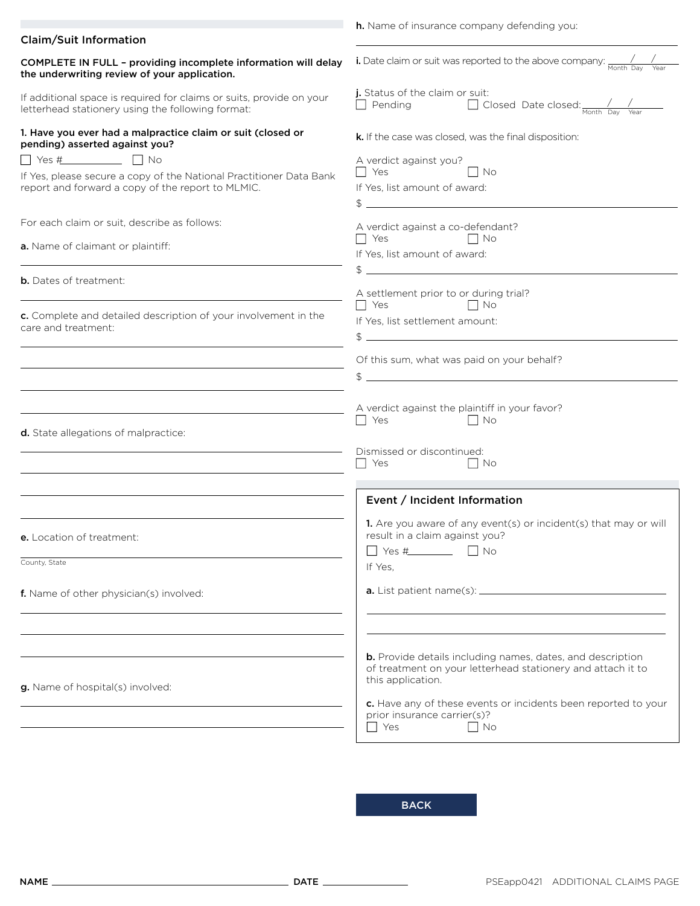## Claim/Suit Information

**COMPLETE IN FULL – providing incomplete information will delay the underwriting review of your application.**

If additional space is required for claims or suits, provide on your letterhead stationery using the following format:

**1. Have you ever had a malpractice claim or suit (closed or pending) asserted against you?**

☐ Yes #__________ ☐ No

If Yes, please secure a copy of the National Practitioner Data Bank report and forward a copy of the report to MLMIC.

For each claim or suit, describe as follows:

**a.** Name of claimant or plaintiff: ______________________

**b.** Dates of treatment: ______________________

**c.** Complete and detailed description of your involvement in the care and treatment: ______________________

**d.** State allegations of malpractice: ______________________

**e.** Location of treatment: ______________________
County, State

**f.** Name of other physician(s) involved: ______________________

**g.** Name of hospital(s) involved: ______________________

**h.** Name of insurance company defending you: ______________________

**i.** Date claim or suit was reported to the above company: ___/___/___ (Month Day Year)

**j.** Status of the claim or suit:
☐ Pending ☐ Closed Date closed: ___/___/___ (Month Day Year)

**k.** If the case was closed, was the final disposition:

A verdict against you?
☐ Yes ☐ No
If Yes, list amount of award:
$ ______________________

A verdict against a co-defendant?
☐ Yes ☐ No
If Yes, list amount of award:
$ ______________________

A settlement prior to or during trial?
☐ Yes ☐ No
If Yes, list settlement amount:
$ ______________________

Of this sum, what was paid on your behalf?
$ ______________________

A verdict against the plaintiff in your favor?
☐ Yes ☐ No

Dismissed or discontinued:
☐ Yes ☐ No

## Event / Incident Information

**1.** Are you aware of any event(s) or incident(s) that may or will result in a claim against you?
☐ Yes #__________ ☐ No

If Yes,

**a.** List patient name(s): ______________________

**b.** Provide details including names, dates, and description of treatment on your letterhead stationery and attach it to this application.

**c.** Have any of these events or incidents been reported to your prior insurance carrier(s)?
☐ Yes ☐ No

BACK

**NAME** ______________________ **DATE** ______________

PSEapp0421 ADDITIONAL CLAIMS PAGE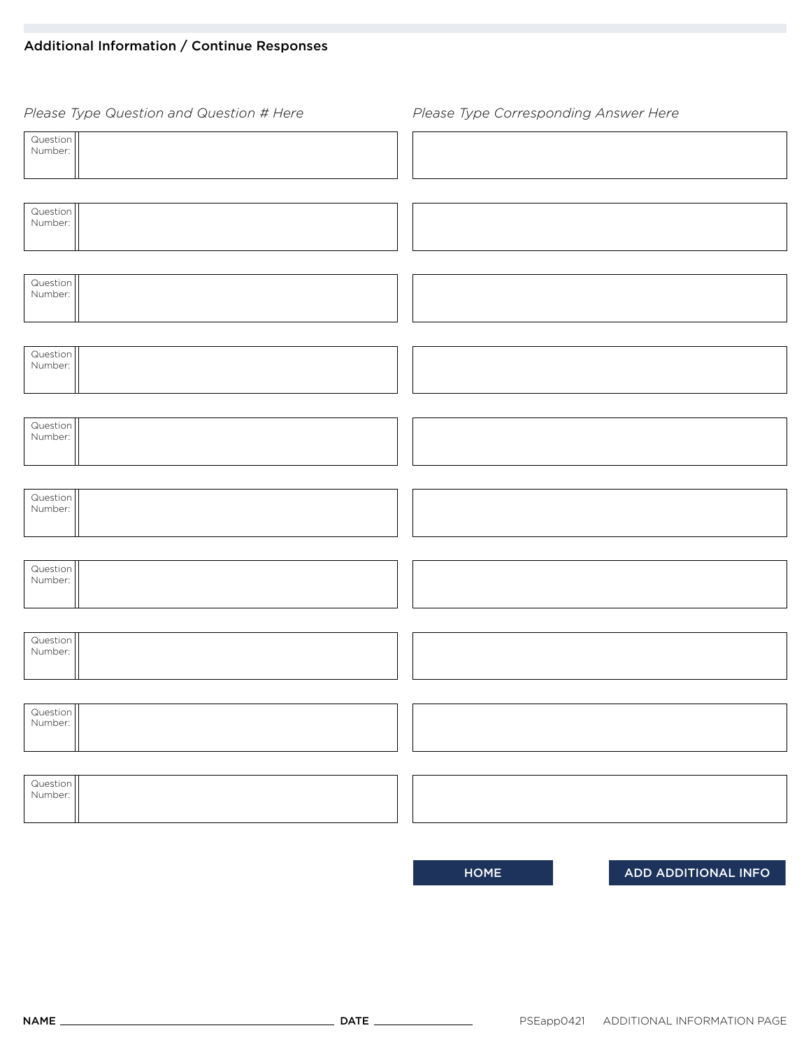## Additional Information / Continue Responses

| *Please Type Question and Question # Here* | | *Please Type Corresponding Answer Here* |
|---|---|---|
| Question Number: | | |
| Question Number: | | |
| Question Number: | | |
| Question Number: | | |
| Question Number: | | |
| Question Number: | | |
| Question Number: | | |
| Question Number: | | |
| Question Number: | | |
| Question Number: | | |

HOME

ADD ADDITIONAL INFO

NAME ____________________ DATE __________

PSEapp0421 ADDITIONAL INFORMATION PAGE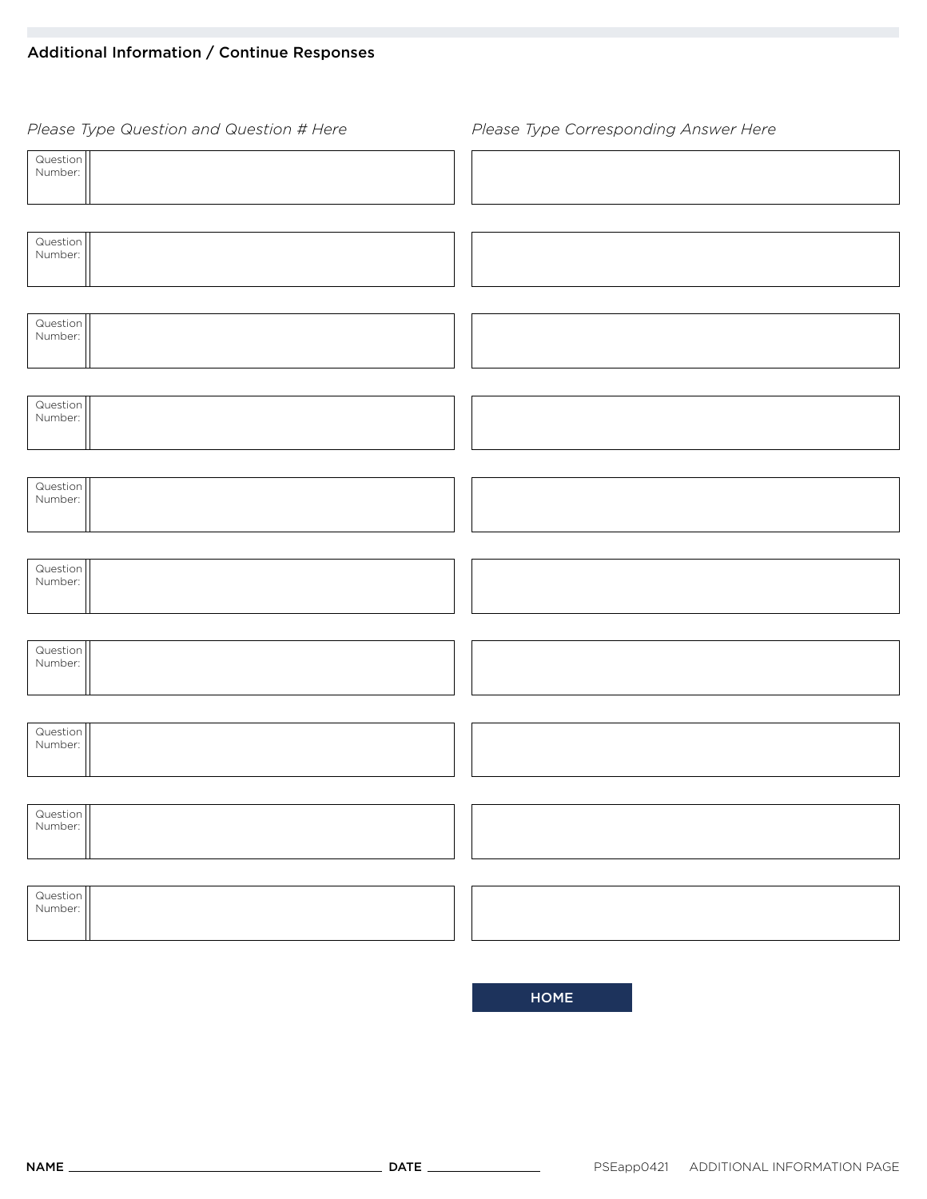## Additional Information / Continue Responses

| *Please Type Question and Question # Here* | | *Please Type Corresponding Answer Here* |
|---|---|---|
| Question Number: | | |
| Question Number: | | |
| Question Number: | | |
| Question Number: | | |
| Question Number: | | |
| Question Number: | | |
| Question Number: | | |
| Question Number: | | |
| Question Number: | | |
| Question Number: | | |

HOME

NAME ______________________ DATE ____________

PSEapp0421 ADDITIONAL INFORMATION PAGE